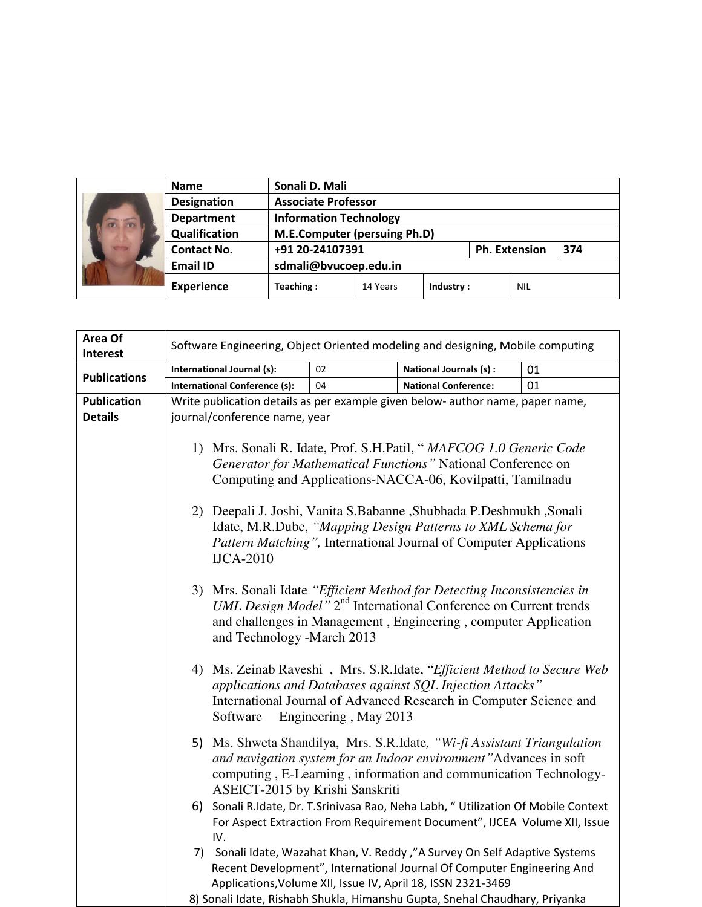| Name | Sonali D. Mali | | | |
|---|---|---|---|---|
| Designation | Associate Professor | | | |
| Department | Information Technology | | | |
| Qualification | M.E.Computer (persuing Ph.D) | | | |
| Contact No. | +91 20-24107391 | | Ph. Extension | 374 |
| Email ID | sdmali@bvucoep.edu.in | | | |
| Experience | Teaching : | 14 Years | Industry : | NIL |

| Area Of Interest | Software Engineering, Object Oriented modeling and designing, Mobile computing | | | |
|---|---|---|---|---|
| Publications | International Journal (s): | 02 | National Journals (s) : | 01 |
| | International Conference (s): | 04 | National Conference: | 01 |
| Publication Details | Write publication details as per example given below- author name, paper name, journal/conference name, year | | | |

1) Mrs. Sonali R. Idate, Prof. S.H.Patil, " *MAFCOG 1.0 Generic Code Generator for Mathematical Functions"* National Conference on Computing and Applications-NACCA-06, Kovilpatti, Tamilnadu

2) Deepali J. Joshi, Vanita S.Babanne ,Shubhada P.Deshmukh ,Sonali Idate, M.R.Dube, *"Mapping Design Patterns to XML Schema for Pattern Matching",* International Journal of Computer Applications IJCA-2010

3) Mrs. Sonali Idate *"Efficient Method for Detecting Inconsistencies in UML Design Model"* 2nd International Conference on Current trends and challenges in Management , Engineering , computer Application and Technology -March 2013

4) Ms. Zeinab Raveshi , Mrs. S.R.Idate, "*Efficient Method to Secure Web applications and Databases against SQL Injection Attacks"* International Journal of Advanced Research in Computer Science and Software Engineering , May 2013

5) Ms. Shweta Shandilya, Mrs. S.R.Idate*, "Wi-fi Assistant Triangulation and navigation system for an Indoor environment"*Advances in soft computing , E-Learning , information and communication Technology-ASEICT-2015 by Krishi Sanskriti

6) Sonali R.Idate, Dr. T.Srinivasa Rao, Neha Labh, " Utilization Of Mobile Context For Aspect Extraction From Requirement Document", IJCEA Volume XII, Issue IV.

7) Sonali Idate, Wazahat Khan, V. Reddy ,"A Survey On Self Adaptive Systems Recent Development", International Journal Of Computer Engineering And Applications,Volume XII, Issue IV, April 18, ISSN 2321-3469

8) Sonali Idate, Rishabh Shukla, Himanshu Gupta, Snehal Chaudhary, Priyanka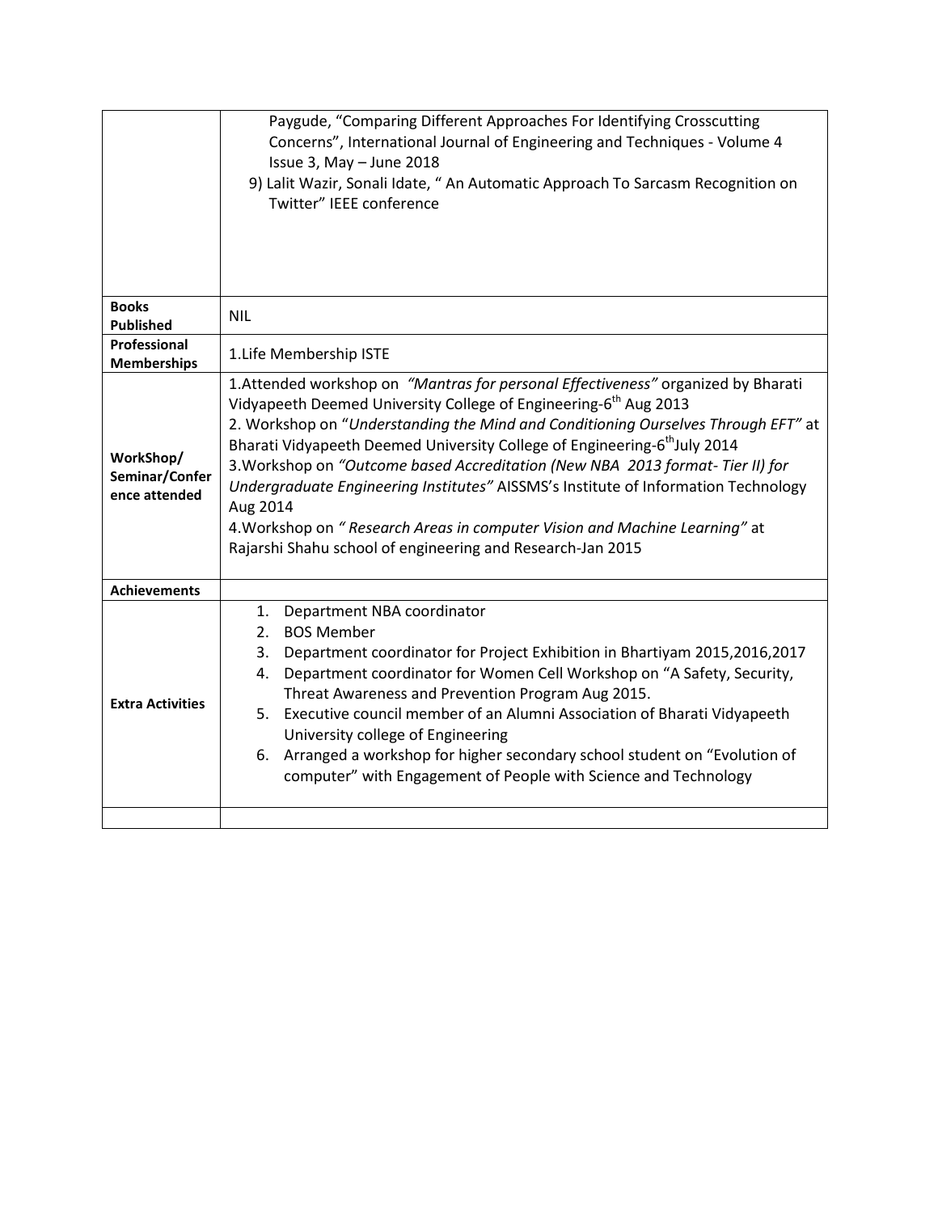| | |
|---|---|
| | Paygude, "Comparing Different Approaches For Identifying Crosscutting Concerns", International Journal of Engineering and Techniques - Volume 4 Issue 3, May – June 2018<br>9) Lalit Wazir, Sonali Idate, " An Automatic Approach To Sarcasm Recognition on Twitter" IEEE conference |
| **Books Published** | NIL |
| **Professional Memberships** | 1.Life Membership ISTE |
| **WorkShop/ Seminar/Conference attended** | 1.Attended workshop on *"Mantras for personal Effectiveness"* organized by Bharati Vidyapeeth Deemed University College of Engineering-6th Aug 2013<br>2. Workshop on "*Understanding the Mind and Conditioning Ourselves Through EFT"* at Bharati Vidyapeeth Deemed University College of Engineering-6thJuly 2014<br>3.Workshop on *"Outcome based Accreditation (New NBA 2013 format- Tier II) for Undergraduate Engineering Institutes"* AISSMS's Institute of Information Technology Aug 2014<br>4.Workshop on *" Research Areas in computer Vision and Machine Learning"* at Rajarshi Shahu school of engineering and Research-Jan 2015 |
| **Achievements** | |
| **Extra Activities** | 1. Department NBA coordinator<br>2. BOS Member<br>3. Department coordinator for Project Exhibition in Bhartiyam 2015,2016,2017<br>4. Department coordinator for Women Cell Workshop on "A Safety, Security, Threat Awareness and Prevention Program Aug 2015.<br>5. Executive council member of an Alumni Association of Bharati Vidyapeeth University college of Engineering<br>6. Arranged a workshop for higher secondary school student on "Evolution of computer" with Engagement of People with Science and Technology |
| | |